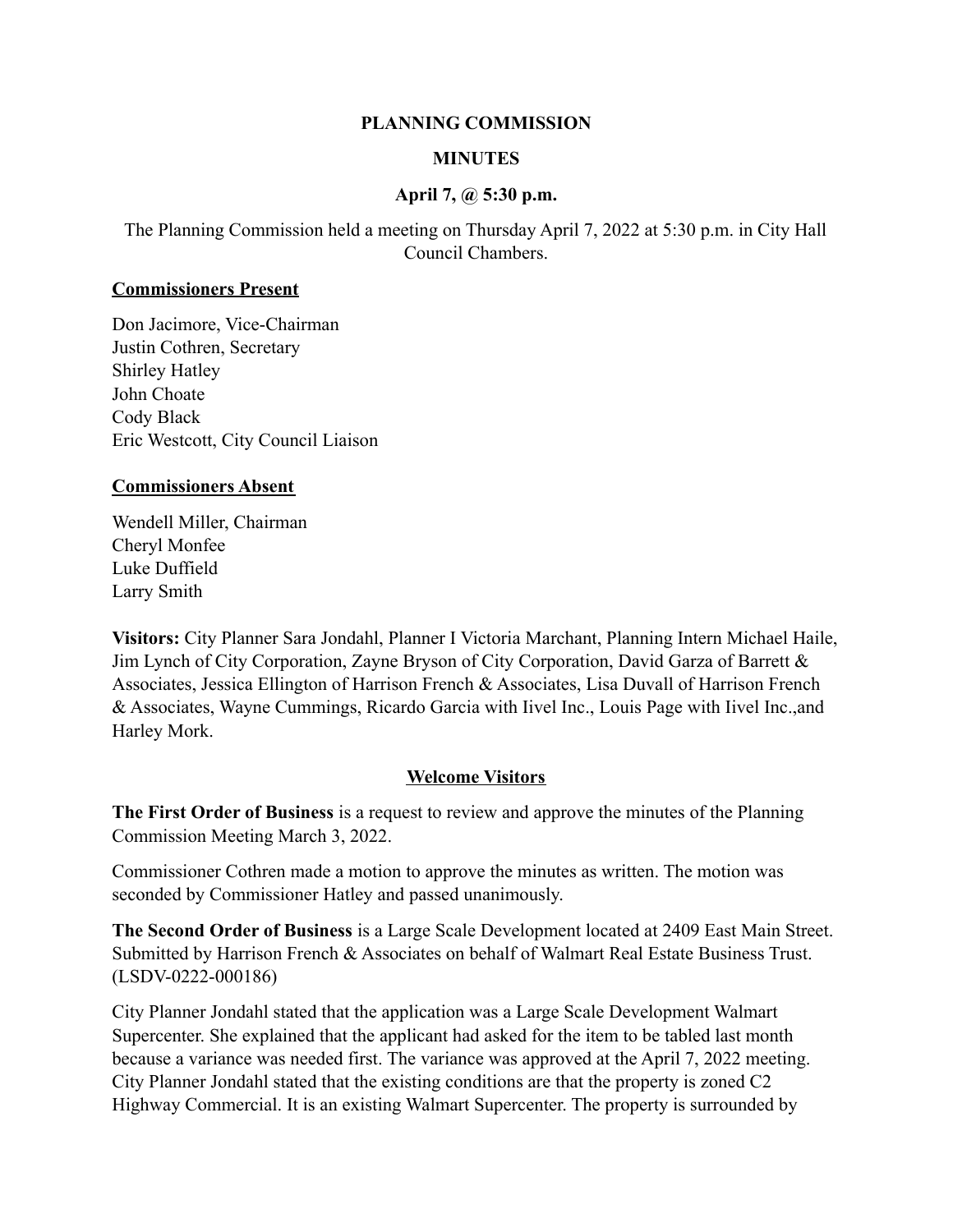**PLANNING COMMISSION**

**MINUTES**

**April 7, @ 5:30 p.m.**

The Planning Commission held a meeting on Thursday April 7, 2022 at 5:30 p.m. in City Hall Council Chambers.

**Commissioners Present**

Don Jacimore, Vice-Chairman
Justin Cothren, Secretary
Shirley Hatley
John Choate
Cody Black
Eric Westcott, City Council Liaison

**Commissioners Absent**

Wendell Miller, Chairman
Cheryl Monfee
Luke Duffield
Larry Smith

**Visitors:** City Planner Sara Jondahl, Planner I Victoria Marchant, Planning Intern Michael Haile, Jim Lynch of City Corporation, Zayne Bryson of City Corporation, David Garza of Barrett & Associates, Jessica Ellington of Harrison French & Associates, Lisa Duvall of Harrison French & Associates, Wayne Cummings, Ricardo Garcia with Iivel Inc., Louis Page with Iivel Inc.,and Harley Mork.

**Welcome Visitors**

**The First Order of Business** is a request to review and approve the minutes of the Planning Commission Meeting March 3, 2022.

Commissioner Cothren made a motion to approve the minutes as written. The motion was seconded by Commissioner Hatley and passed unanimously.

**The Second Order of Business** is a Large Scale Development located at 2409 East Main Street. Submitted by Harrison French & Associates on behalf of Walmart Real Estate Business Trust. (LSDV-0222-000186)

City Planner Jondahl stated that the application was a Large Scale Development Walmart Supercenter. She explained that the applicant had asked for the item to be tabled last month because a variance was needed first. The variance was approved at the April 7, 2022 meeting. City Planner Jondahl stated that the existing conditions are that the property is zoned C2 Highway Commercial. It is an existing Walmart Supercenter. The property is surrounded by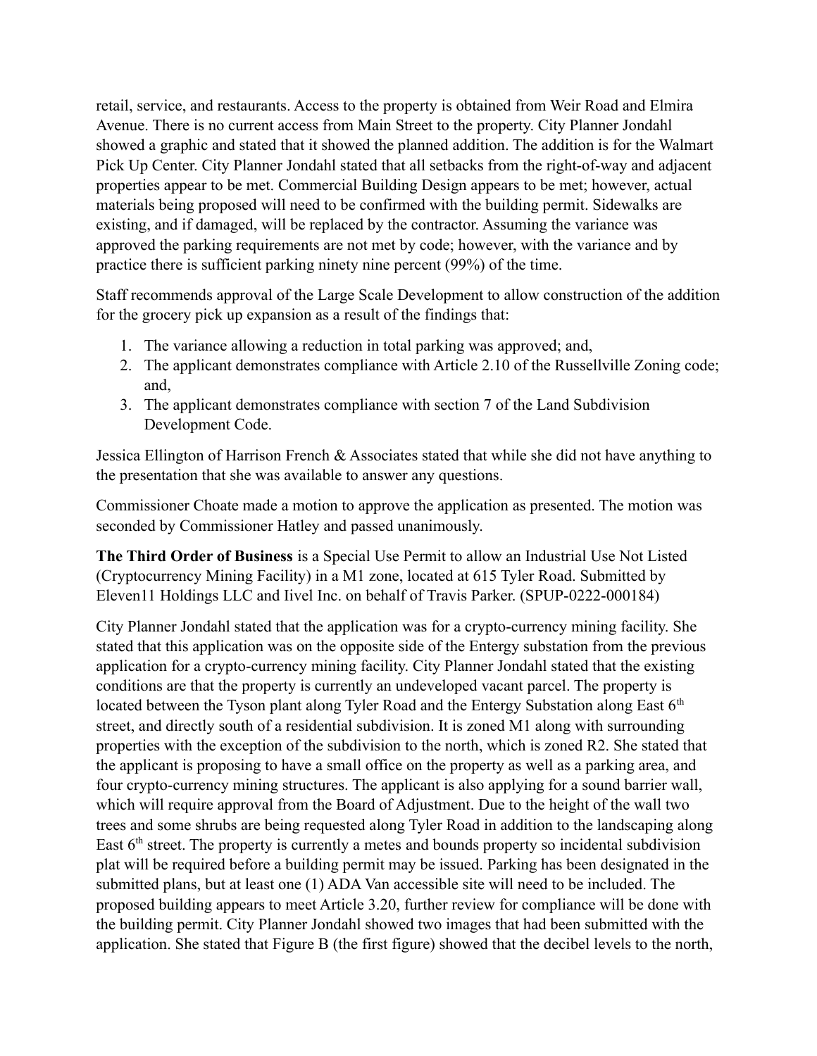retail, service, and restaurants. Access to the property is obtained from Weir Road and Elmira Avenue. There is no current access from Main Street to the property. City Planner Jondahl showed a graphic and stated that it showed the planned addition. The addition is for the Walmart Pick Up Center. City Planner Jondahl stated that all setbacks from the right-of-way and adjacent properties appear to be met. Commercial Building Design appears to be met; however, actual materials being proposed will need to be confirmed with the building permit. Sidewalks are existing, and if damaged, will be replaced by the contractor. Assuming the variance was approved the parking requirements are not met by code; however, with the variance and by practice there is sufficient parking ninety nine percent (99%) of the time.

Staff recommends approval of the Large Scale Development to allow construction of the addition for the grocery pick up expansion as a result of the findings that:

1. The variance allowing a reduction in total parking was approved; and,
2. The applicant demonstrates compliance with Article 2.10 of the Russellville Zoning code; and,
3. The applicant demonstrates compliance with section 7 of the Land Subdivision Development Code.

Jessica Ellington of Harrison French & Associates stated that while she did not have anything to the presentation that she was available to answer any questions.

Commissioner Choate made a motion to approve the application as presented. The motion was seconded by Commissioner Hatley and passed unanimously.

**The Third Order of Business** is a Special Use Permit to allow an Industrial Use Not Listed (Cryptocurrency Mining Facility) in a M1 zone, located at 615 Tyler Road. Submitted by Eleven11 Holdings LLC and Iivel Inc. on behalf of Travis Parker. (SPUP-0222-000184)

City Planner Jondahl stated that the application was for a crypto-currency mining facility. She stated that this application was on the opposite side of the Entergy substation from the previous application for a crypto-currency mining facility. City Planner Jondahl stated that the existing conditions are that the property is currently an undeveloped vacant parcel. The property is located between the Tyson plant along Tyler Road and the Entergy Substation along East 6th street, and directly south of a residential subdivision. It is zoned M1 along with surrounding properties with the exception of the subdivision to the north, which is zoned R2. She stated that the applicant is proposing to have a small office on the property as well as a parking area, and four crypto-currency mining structures. The applicant is also applying for a sound barrier wall, which will require approval from the Board of Adjustment. Due to the height of the wall two trees and some shrubs are being requested along Tyler Road in addition to the landscaping along East 6th street. The property is currently a metes and bounds property so incidental subdivision plat will be required before a building permit may be issued. Parking has been designated in the submitted plans, but at least one (1) ADA Van accessible site will need to be included. The proposed building appears to meet Article 3.20, further review for compliance will be done with the building permit. City Planner Jondahl showed two images that had been submitted with the application. She stated that Figure B (the first figure) showed that the decibel levels to the north,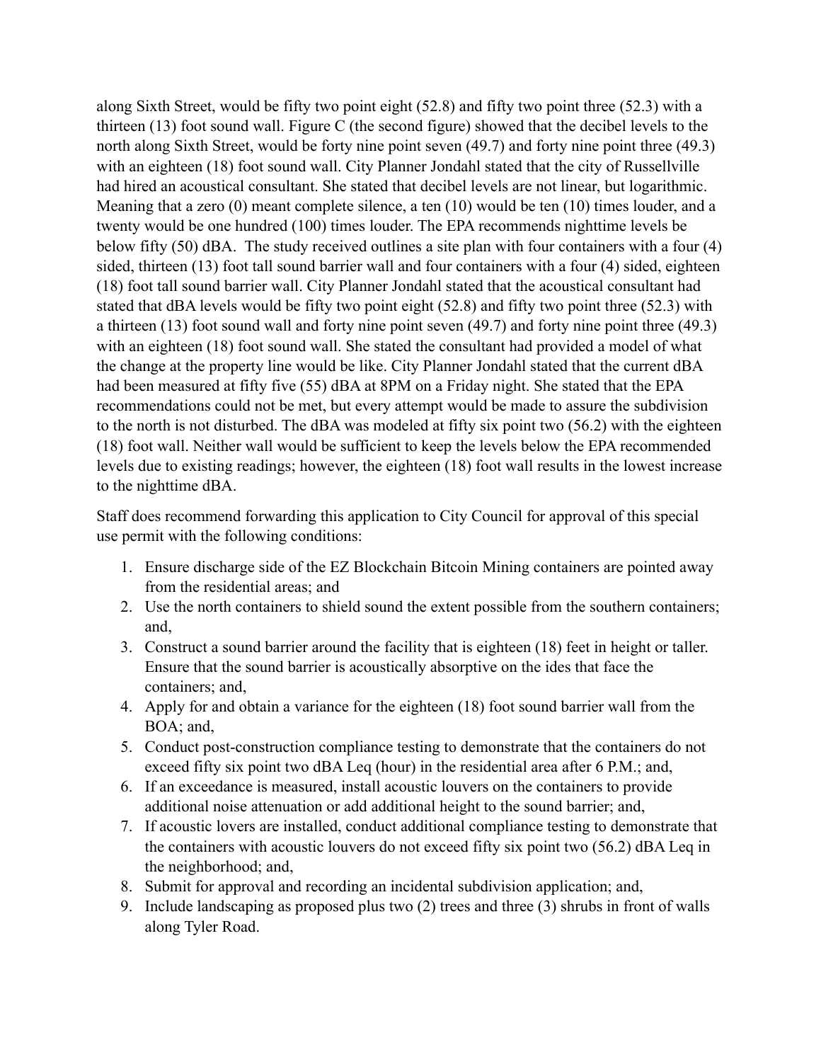along Sixth Street, would be fifty two point eight (52.8) and fifty two point three (52.3) with a thirteen (13) foot sound wall. Figure C (the second figure) showed that the decibel levels to the north along Sixth Street, would be forty nine point seven (49.7) and forty nine point three (49.3) with an eighteen (18) foot sound wall. City Planner Jondahl stated that the city of Russellville had hired an acoustical consultant. She stated that decibel levels are not linear, but logarithmic. Meaning that a zero (0) meant complete silence, a ten (10) would be ten (10) times louder, and a twenty would be one hundred (100) times louder. The EPA recommends nighttime levels be below fifty (50) dBA. The study received outlines a site plan with four containers with a four (4) sided, thirteen (13) foot tall sound barrier wall and four containers with a four (4) sided, eighteen (18) foot tall sound barrier wall. City Planner Jondahl stated that the acoustical consultant had stated that dBA levels would be fifty two point eight (52.8) and fifty two point three (52.3) with a thirteen (13) foot sound wall and forty nine point seven (49.7) and forty nine point three (49.3) with an eighteen (18) foot sound wall. She stated the consultant had provided a model of what the change at the property line would be like. City Planner Jondahl stated that the current dBA had been measured at fifty five (55) dBA at 8PM on a Friday night. She stated that the EPA recommendations could not be met, but every attempt would be made to assure the subdivision to the north is not disturbed. The dBA was modeled at fifty six point two (56.2) with the eighteen (18) foot wall. Neither wall would be sufficient to keep the levels below the EPA recommended levels due to existing readings; however, the eighteen (18) foot wall results in the lowest increase to the nighttime dBA.

Staff does recommend forwarding this application to City Council for approval of this special use permit with the following conditions:

1. Ensure discharge side of the EZ Blockchain Bitcoin Mining containers are pointed away from the residential areas; and
2. Use the north containers to shield sound the extent possible from the southern containers; and,
3. Construct a sound barrier around the facility that is eighteen (18) feet in height or taller. Ensure that the sound barrier is acoustically absorptive on the ides that face the containers; and,
4. Apply for and obtain a variance for the eighteen (18) foot sound barrier wall from the BOA; and,
5. Conduct post-construction compliance testing to demonstrate that the containers do not exceed fifty six point two dBA Leq (hour) in the residential area after 6 P.M.; and,
6. If an exceedance is measured, install acoustic louvers on the containers to provide additional noise attenuation or add additional height to the sound barrier; and,
7. If acoustic lovers are installed, conduct additional compliance testing to demonstrate that the containers with acoustic louvers do not exceed fifty six point two (56.2) dBA Leq in the neighborhood; and,
8. Submit for approval and recording an incidental subdivision application; and,
9. Include landscaping as proposed plus two (2) trees and three (3) shrubs in front of walls along Tyler Road.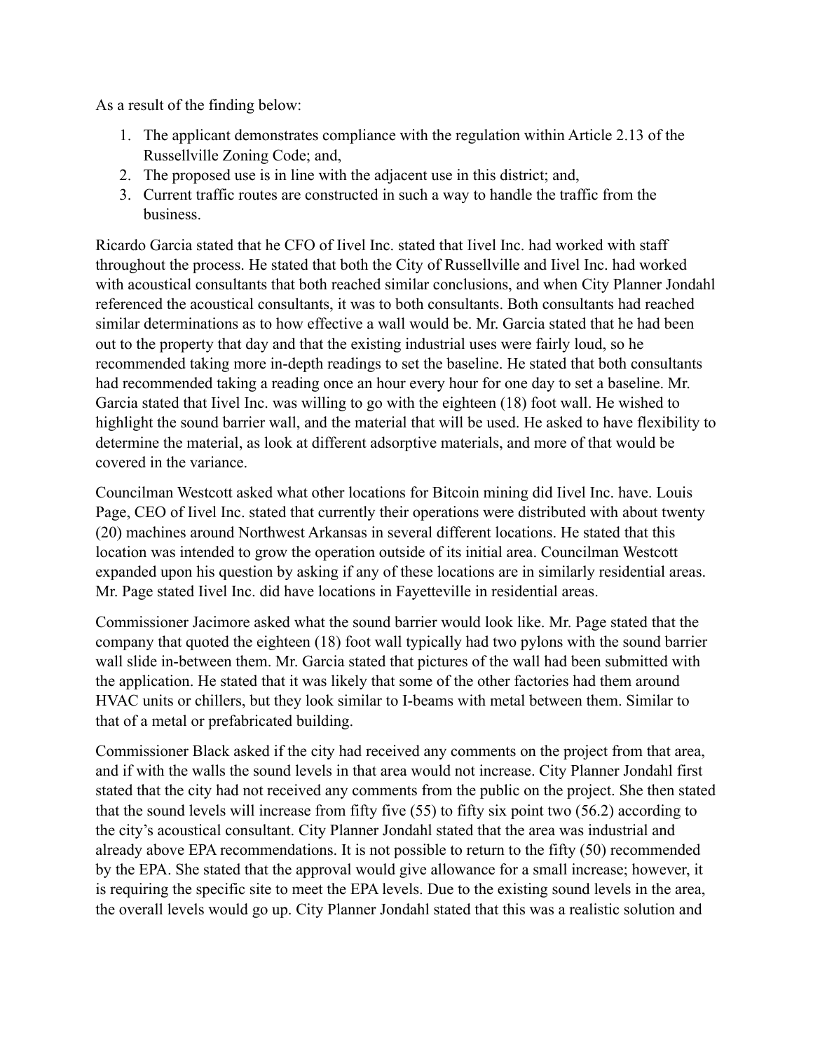As a result of the finding below:

1. The applicant demonstrates compliance with the regulation within Article 2.13 of the Russellville Zoning Code; and,
2. The proposed use is in line with the adjacent use in this district; and,
3. Current traffic routes are constructed in such a way to handle the traffic from the business.

Ricardo Garcia stated that he CFO of Iivel Inc. stated that Iivel Inc. had worked with staff throughout the process. He stated that both the City of Russellville and Iivel Inc. had worked with acoustical consultants that both reached similar conclusions, and when City Planner Jondahl referenced the acoustical consultants, it was to both consultants. Both consultants had reached similar determinations as to how effective a wall would be. Mr. Garcia stated that he had been out to the property that day and that the existing industrial uses were fairly loud, so he recommended taking more in-depth readings to set the baseline. He stated that both consultants had recommended taking a reading once an hour every hour for one day to set a baseline. Mr. Garcia stated that Iivel Inc. was willing to go with the eighteen (18) foot wall. He wished to highlight the sound barrier wall, and the material that will be used. He asked to have flexibility to determine the material, as look at different adsorptive materials, and more of that would be covered in the variance.

Councilman Westcott asked what other locations for Bitcoin mining did Iivel Inc. have. Louis Page, CEO of Iivel Inc. stated that currently their operations were distributed with about twenty (20) machines around Northwest Arkansas in several different locations. He stated that this location was intended to grow the operation outside of its initial area. Councilman Westcott expanded upon his question by asking if any of these locations are in similarly residential areas. Mr. Page stated Iivel Inc. did have locations in Fayetteville in residential areas.

Commissioner Jacimore asked what the sound barrier would look like. Mr. Page stated that the company that quoted the eighteen (18) foot wall typically had two pylons with the sound barrier wall slide in-between them. Mr. Garcia stated that pictures of the wall had been submitted with the application. He stated that it was likely that some of the other factories had them around HVAC units or chillers, but they look similar to I-beams with metal between them. Similar to that of a metal or prefabricated building.

Commissioner Black asked if the city had received any comments on the project from that area, and if with the walls the sound levels in that area would not increase. City Planner Jondahl first stated that the city had not received any comments from the public on the project. She then stated that the sound levels will increase from fifty five (55) to fifty six point two (56.2) according to the city's acoustical consultant. City Planner Jondahl stated that the area was industrial and already above EPA recommendations. It is not possible to return to the fifty (50) recommended by the EPA. She stated that the approval would give allowance for a small increase; however, it is requiring the specific site to meet the EPA levels. Due to the existing sound levels in the area, the overall levels would go up. City Planner Jondahl stated that this was a realistic solution and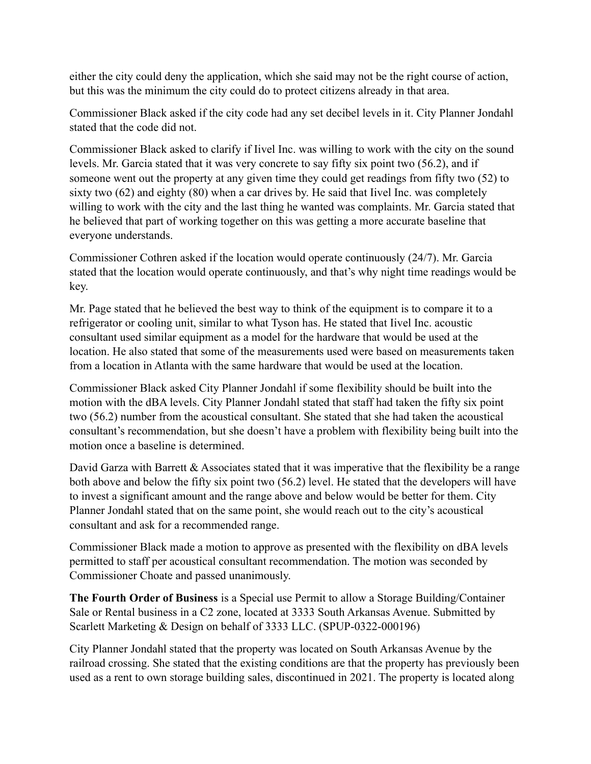either the city could deny the application, which she said may not be the right course of action, but this was the minimum the city could do to protect citizens already in that area.

Commissioner Black asked if the city code had any set decibel levels in it. City Planner Jondahl stated that the code did not.

Commissioner Black asked to clarify if Iivel Inc. was willing to work with the city on the sound levels. Mr. Garcia stated that it was very concrete to say fifty six point two (56.2), and if someone went out the property at any given time they could get readings from fifty two (52) to sixty two (62) and eighty (80) when a car drives by. He said that Iivel Inc. was completely willing to work with the city and the last thing he wanted was complaints. Mr. Garcia stated that he believed that part of working together on this was getting a more accurate baseline that everyone understands.

Commissioner Cothren asked if the location would operate continuously (24/7). Mr. Garcia stated that the location would operate continuously, and that's why night time readings would be key.

Mr. Page stated that he believed the best way to think of the equipment is to compare it to a refrigerator or cooling unit, similar to what Tyson has. He stated that Iivel Inc. acoustic consultant used similar equipment as a model for the hardware that would be used at the location. He also stated that some of the measurements used were based on measurements taken from a location in Atlanta with the same hardware that would be used at the location.

Commissioner Black asked City Planner Jondahl if some flexibility should be built into the motion with the dBA levels. City Planner Jondahl stated that staff had taken the fifty six point two (56.2) number from the acoustical consultant. She stated that she had taken the acoustical consultant's recommendation, but she doesn't have a problem with flexibility being built into the motion once a baseline is determined.

David Garza with Barrett & Associates stated that it was imperative that the flexibility be a range both above and below the fifty six point two (56.2) level. He stated that the developers will have to invest a significant amount and the range above and below would be better for them. City Planner Jondahl stated that on the same point, she would reach out to the city's acoustical consultant and ask for a recommended range.

Commissioner Black made a motion to approve as presented with the flexibility on dBA levels permitted to staff per acoustical consultant recommendation. The motion was seconded by Commissioner Choate and passed unanimously.

**The Fourth Order of Business** is a Special use Permit to allow a Storage Building/Container Sale or Rental business in a C2 zone, located at 3333 South Arkansas Avenue. Submitted by Scarlett Marketing & Design on behalf of 3333 LLC. (SPUP-0322-000196)

City Planner Jondahl stated that the property was located on South Arkansas Avenue by the railroad crossing. She stated that the existing conditions are that the property has previously been used as a rent to own storage building sales, discontinued in 2021. The property is located along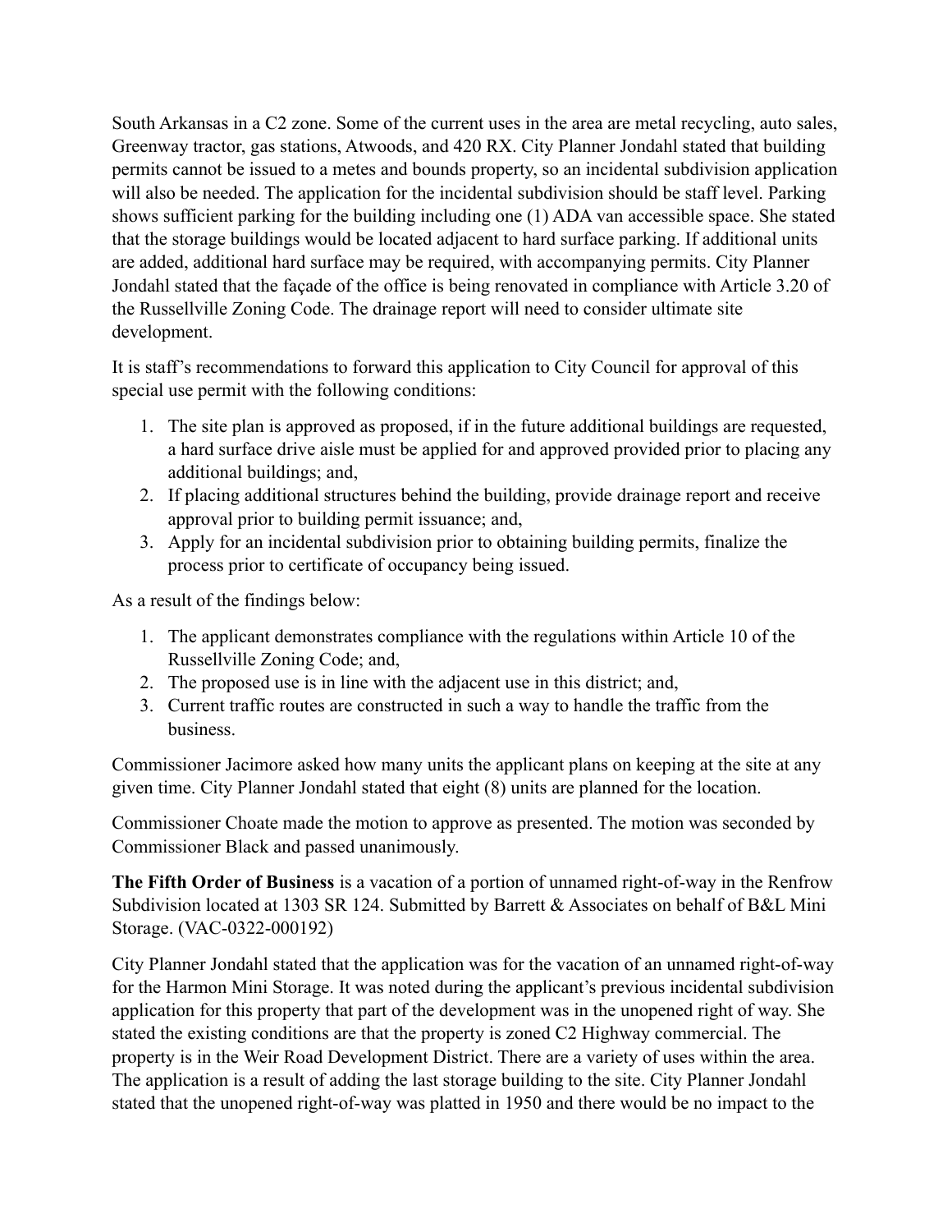South Arkansas in a C2 zone. Some of the current uses in the area are metal recycling, auto sales, Greenway tractor, gas stations, Atwoods, and 420 RX. City Planner Jondahl stated that building permits cannot be issued to a metes and bounds property, so an incidental subdivision application will also be needed. The application for the incidental subdivision should be staff level. Parking shows sufficient parking for the building including one (1) ADA van accessible space. She stated that the storage buildings would be located adjacent to hard surface parking. If additional units are added, additional hard surface may be required, with accompanying permits. City Planner Jondahl stated that the façade of the office is being renovated in compliance with Article 3.20 of the Russellville Zoning Code. The drainage report will need to consider ultimate site development.

It is staff's recommendations to forward this application to City Council for approval of this special use permit with the following conditions:

1. The site plan is approved as proposed, if in the future additional buildings are requested, a hard surface drive aisle must be applied for and approved provided prior to placing any additional buildings; and,
2. If placing additional structures behind the building, provide drainage report and receive approval prior to building permit issuance; and,
3. Apply for an incidental subdivision prior to obtaining building permits, finalize the process prior to certificate of occupancy being issued.

As a result of the findings below:

1. The applicant demonstrates compliance with the regulations within Article 10 of the Russellville Zoning Code; and,
2. The proposed use is in line with the adjacent use in this district; and,
3. Current traffic routes are constructed in such a way to handle the traffic from the business.

Commissioner Jacimore asked how many units the applicant plans on keeping at the site at any given time. City Planner Jondahl stated that eight (8) units are planned for the location.

Commissioner Choate made the motion to approve as presented. The motion was seconded by Commissioner Black and passed unanimously.

**The Fifth Order of Business** is a vacation of a portion of unnamed right-of-way in the Renfrow Subdivision located at 1303 SR 124. Submitted by Barrett & Associates on behalf of B&L Mini Storage. (VAC-0322-000192)

City Planner Jondahl stated that the application was for the vacation of an unnamed right-of-way for the Harmon Mini Storage. It was noted during the applicant's previous incidental subdivision application for this property that part of the development was in the unopened right of way. She stated the existing conditions are that the property is zoned C2 Highway commercial. The property is in the Weir Road Development District. There are a variety of uses within the area. The application is a result of adding the last storage building to the site. City Planner Jondahl stated that the unopened right-of-way was platted in 1950 and there would be no impact to the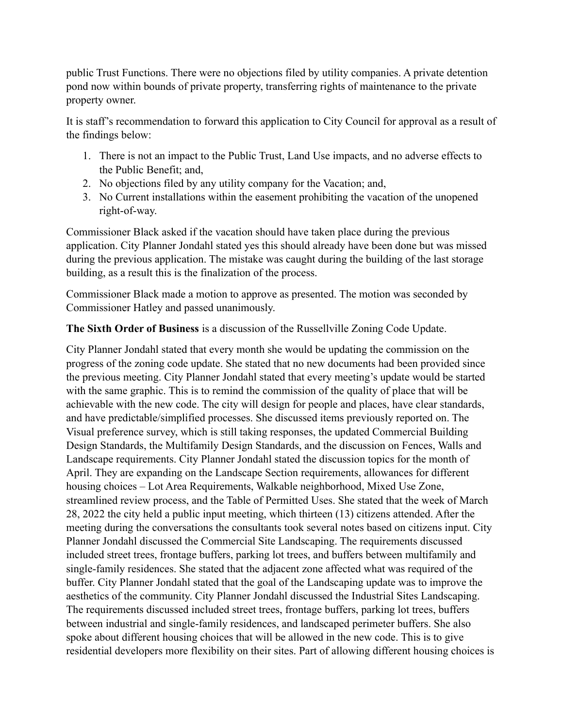public Trust Functions. There were no objections filed by utility companies. A private detention pond now within bounds of private property, transferring rights of maintenance to the private property owner.

It is staff's recommendation to forward this application to City Council for approval as a result of the findings below:

1. There is not an impact to the Public Trust, Land Use impacts, and no adverse effects to the Public Benefit; and,
2. No objections filed by any utility company for the Vacation; and,
3. No Current installations within the easement prohibiting the vacation of the unopened right-of-way.

Commissioner Black asked if the vacation should have taken place during the previous application. City Planner Jondahl stated yes this should already have been done but was missed during the previous application. The mistake was caught during the building of the last storage building, as a result this is the finalization of the process.

Commissioner Black made a motion to approve as presented. The motion was seconded by Commissioner Hatley and passed unanimously.

**The Sixth Order of Business** is a discussion of the Russellville Zoning Code Update.

City Planner Jondahl stated that every month she would be updating the commission on the progress of the zoning code update. She stated that no new documents had been provided since the previous meeting. City Planner Jondahl stated that every meeting's update would be started with the same graphic. This is to remind the commission of the quality of place that will be achievable with the new code. The city will design for people and places, have clear standards, and have predictable/simplified processes. She discussed items previously reported on. The Visual preference survey, which is still taking responses, the updated Commercial Building Design Standards, the Multifamily Design Standards, and the discussion on Fences, Walls and Landscape requirements. City Planner Jondahl stated the discussion topics for the month of April. They are expanding on the Landscape Section requirements, allowances for different housing choices – Lot Area Requirements, Walkable neighborhood, Mixed Use Zone, streamlined review process, and the Table of Permitted Uses. She stated that the week of March 28, 2022 the city held a public input meeting, which thirteen (13) citizens attended. After the meeting during the conversations the consultants took several notes based on citizens input. City Planner Jondahl discussed the Commercial Site Landscaping. The requirements discussed included street trees, frontage buffers, parking lot trees, and buffers between multifamily and single-family residences. She stated that the adjacent zone affected what was required of the buffer. City Planner Jondahl stated that the goal of the Landscaping update was to improve the aesthetics of the community. City Planner Jondahl discussed the Industrial Sites Landscaping. The requirements discussed included street trees, frontage buffers, parking lot trees, buffers between industrial and single-family residences, and landscaped perimeter buffers. She also spoke about different housing choices that will be allowed in the new code. This is to give residential developers more flexibility on their sites. Part of allowing different housing choices is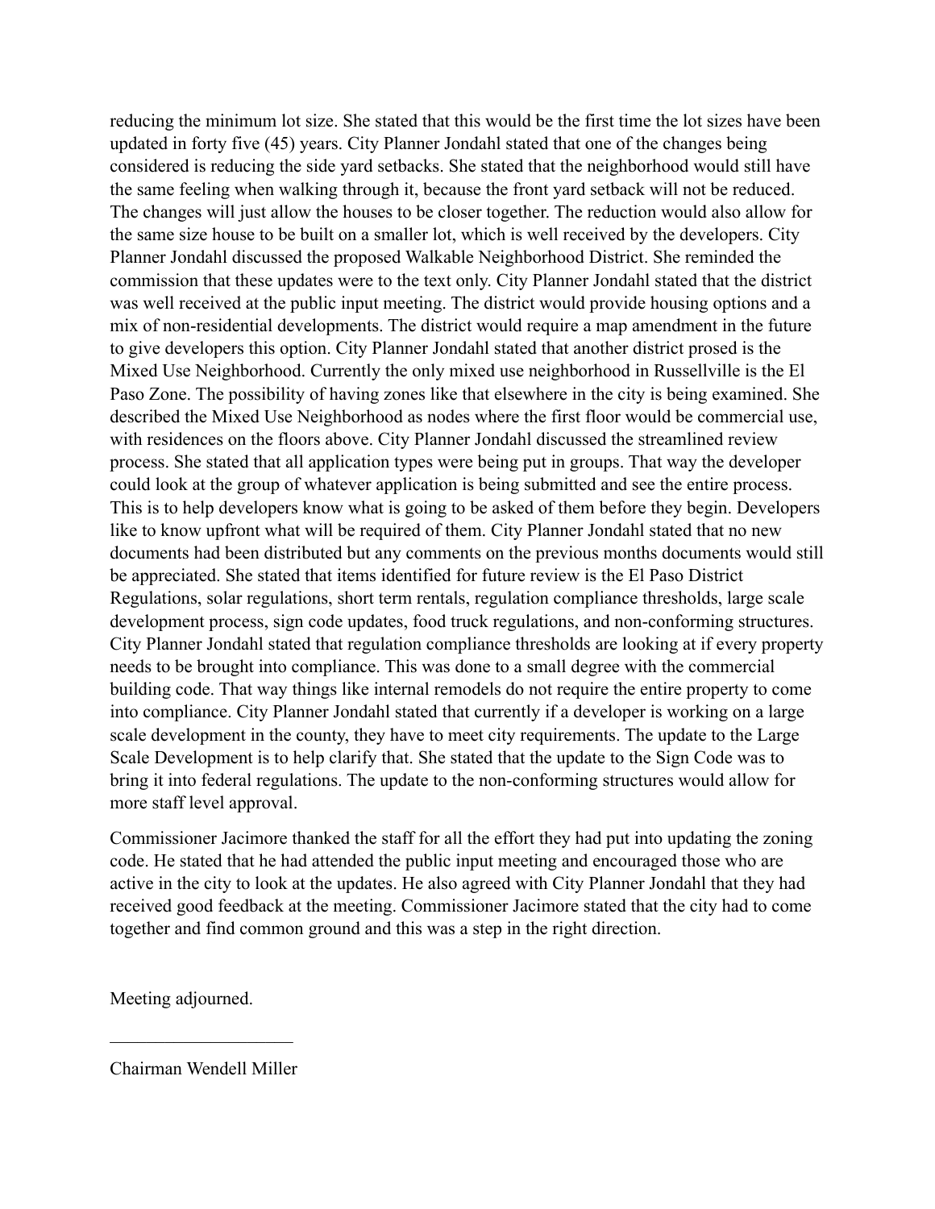reducing the minimum lot size. She stated that this would be the first time the lot sizes have been updated in forty five (45) years. City Planner Jondahl stated that one of the changes being considered is reducing the side yard setbacks. She stated that the neighborhood would still have the same feeling when walking through it, because the front yard setback will not be reduced. The changes will just allow the houses to be closer together. The reduction would also allow for the same size house to be built on a smaller lot, which is well received by the developers. City Planner Jondahl discussed the proposed Walkable Neighborhood District. She reminded the commission that these updates were to the text only. City Planner Jondahl stated that the district was well received at the public input meeting. The district would provide housing options and a mix of non-residential developments. The district would require a map amendment in the future to give developers this option. City Planner Jondahl stated that another district prosed is the Mixed Use Neighborhood. Currently the only mixed use neighborhood in Russellville is the El Paso Zone. The possibility of having zones like that elsewhere in the city is being examined. She described the Mixed Use Neighborhood as nodes where the first floor would be commercial use, with residences on the floors above. City Planner Jondahl discussed the streamlined review process. She stated that all application types were being put in groups. That way the developer could look at the group of whatever application is being submitted and see the entire process. This is to help developers know what is going to be asked of them before they begin. Developers like to know upfront what will be required of them. City Planner Jondahl stated that no new documents had been distributed but any comments on the previous months documents would still be appreciated. She stated that items identified for future review is the El Paso District Regulations, solar regulations, short term rentals, regulation compliance thresholds, large scale development process, sign code updates, food truck regulations, and non-conforming structures. City Planner Jondahl stated that regulation compliance thresholds are looking at if every property needs to be brought into compliance. This was done to a small degree with the commercial building code. That way things like internal remodels do not require the entire property to come into compliance. City Planner Jondahl stated that currently if a developer is working on a large scale development in the county, they have to meet city requirements. The update to the Large Scale Development is to help clarify that. She stated that the update to the Sign Code was to bring it into federal regulations. The update to the non-conforming structures would allow for more staff level approval.

Commissioner Jacimore thanked the staff for all the effort they had put into updating the zoning code. He stated that he had attended the public input meeting and encouraged those who are active in the city to look at the updates. He also agreed with City Planner Jondahl that they had received good feedback at the meeting. Commissioner Jacimore stated that the city had to come together and find common ground and this was a step in the right direction.

Meeting adjourned.

\_\_\_\_\_\_\_\_\_\_\_\_\_\_\_\_\_\_\_\_

Chairman Wendell Miller